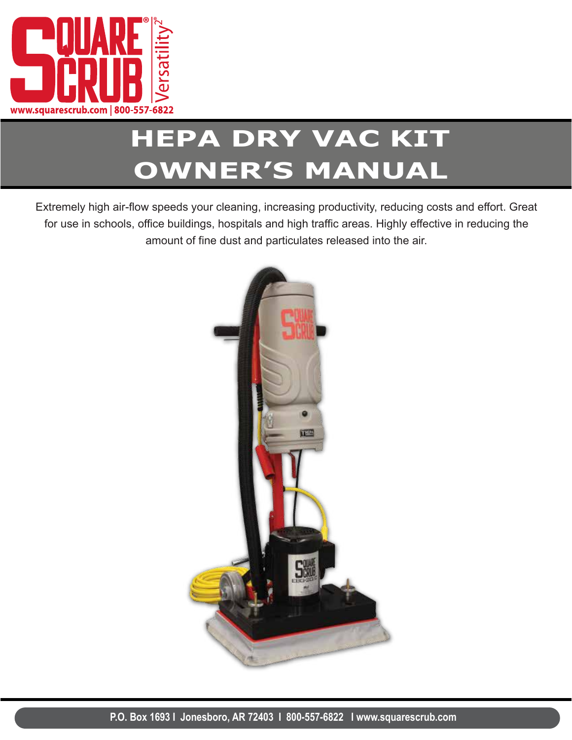SQUARE® SCRUB Versatility²

www.squarescrub.com | 800-557-6822

# HEPA DRY VAC KIT OWNER'S MANUAL

Extremely high air-flow speeds your cleaning, increasing productivity, reducing costs and effort. Great for use in schools, office buildings, hospitals and high traffic areas. Highly effective in reducing the amount of fine dust and particulates released into the air.

P.O. Box 1693 I Jonesboro, AR 72403 I 800-557-6822 I www.squarescrub.com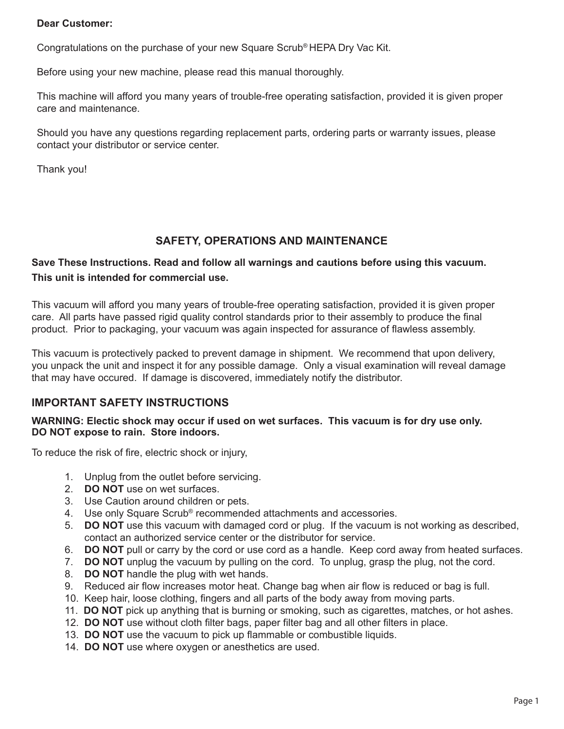**Dear Customer:**

Congratulations on the purchase of your new Square Scrub® HEPA Dry Vac Kit.

Before using your new machine, please read this manual thoroughly.

This machine will afford you many years of trouble-free operating satisfaction, provided it is given proper care and maintenance.

Should you have any questions regarding replacement parts, ordering parts or warranty issues, please contact your distributor or service center.

Thank you!

## SAFETY, OPERATIONS AND MAINTENANCE

**Save These Instructions. Read and follow all warnings and cautions before using this vacuum.**
**This unit is intended for commercial use.**

This vacuum will afford you many years of trouble-free operating satisfaction, provided it is given proper care. All parts have passed rigid quality control standards prior to their assembly to produce the final product. Prior to packaging, your vacuum was again inspected for assurance of flawless assembly.

This vacuum is protectively packed to prevent damage in shipment. We recommend that upon delivery, you unpack the unit and inspect it for any possible damage. Only a visual examination will reveal damage that may have occured. If damage is discovered, immediately notify the distributor.

## IMPORTANT SAFETY INSTRUCTIONS

**WARNING: Electic shock may occur if used on wet surfaces. This vacuum is for dry use only.**
**DO NOT expose to rain. Store indoors.**

To reduce the risk of fire, electric shock or injury,

1. Unplug from the outlet before servicing.
2. **DO NOT** use on wet surfaces.
3. Use Caution around children or pets.
4. Use only Square Scrub® recommended attachments and accessories.
5. **DO NOT** use this vacuum with damaged cord or plug. If the vacuum is not working as described, contact an authorized service center or the distributor for service.
6. **DO NOT** pull or carry by the cord or use cord as a handle. Keep cord away from heated surfaces.
7. **DO NOT** unplug the vacuum by pulling on the cord. To unplug, grasp the plug, not the cord.
8. **DO NOT** handle the plug with wet hands.
9. Reduced air flow increases motor heat. Change bag when air flow is reduced or bag is full.
10. Keep hair, loose clothing, fingers and all parts of the body away from moving parts.
11. **DO NOT** pick up anything that is burning or smoking, such as cigarettes, matches, or hot ashes.
12. **DO NOT** use without cloth filter bags, paper filter bag and all other filters in place.
13. **DO NOT** use the vacuum to pick up flammable or combustible liquids.
14. **DO NOT** use where oxygen or anesthetics are used.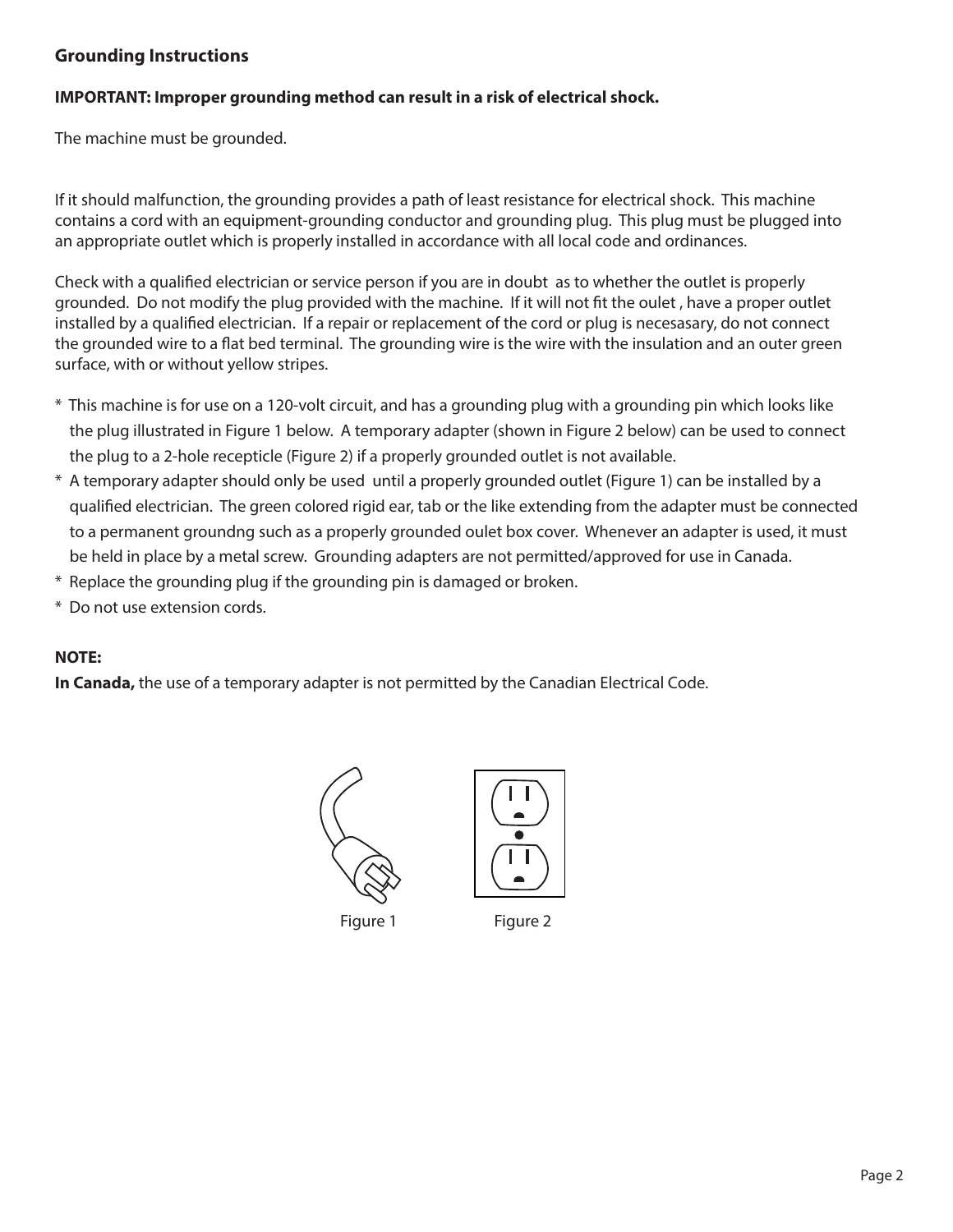## Grounding Instructions

**IMPORTANT: Improper grounding method can result in a risk of electrical shock.**

The machine must be grounded.

If it should malfunction, the grounding provides a path of least resistance for electrical shock. This machine contains a cord with an equipment-grounding conductor and grounding plug. This plug must be plugged into an appropriate outlet which is properly installed in accordance with all local code and ordinances.

Check with a qualified electrician or service person if you are in doubt as to whether the outlet is properly grounded. Do not modify the plug provided with the machine. If it will not fit the oulet , have a proper outlet installed by a qualified electrician. If a repair or replacement of the cord or plug is necesasary, do not connect the grounded wire to a flat bed terminal. The grounding wire is the wire with the insulation and an outer green surface, with or without yellow stripes.

* This machine is for use on a 120-volt circuit, and has a grounding plug with a grounding pin which looks like the plug illustrated in Figure 1 below. A temporary adapter (shown in Figure 2 below) can be used to connect the plug to a 2-hole recepticle (Figure 2) if a properly grounded outlet is not available.
* A temporary adapter should only be used until a properly grounded outlet (Figure 1) can be installed by a qualified electrician. The green colored rigid ear, tab or the like extending from the adapter must be connected to a permanent groundng such as a properly grounded oulet box cover. Whenever an adapter is used, it must be held in place by a metal screw. Grounding adapters are not permitted/approved for use in Canada.
* Replace the grounding plug if the grounding pin is damaged or broken.
* Do not use extension cords.

**NOTE:**

**In Canada,** the use of a temporary adapter is not permitted by the Canadian Electrical Code.

Figure 1

Figure 2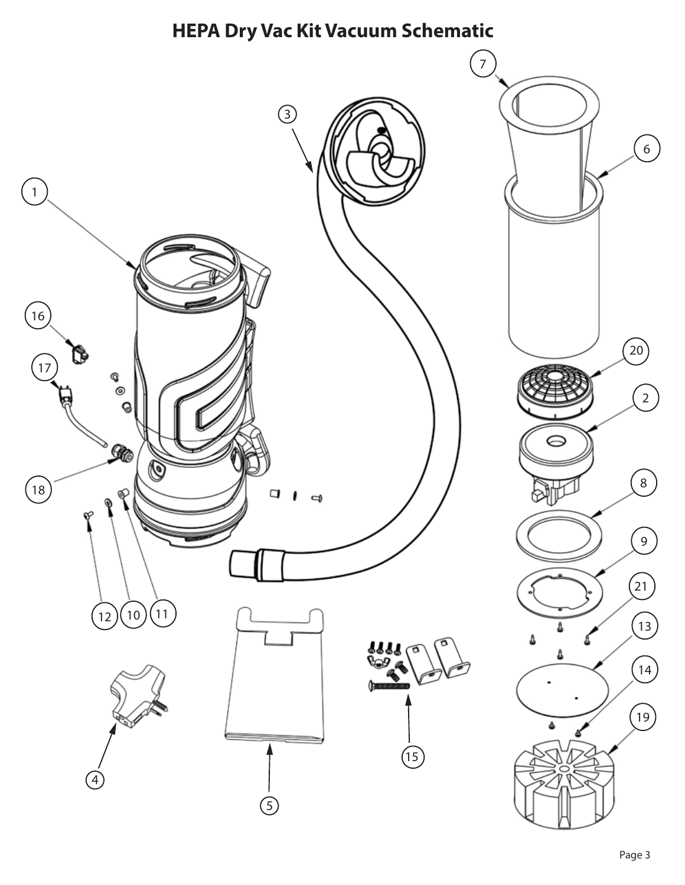# HEPA Dry Vac Kit Vacuum Schematic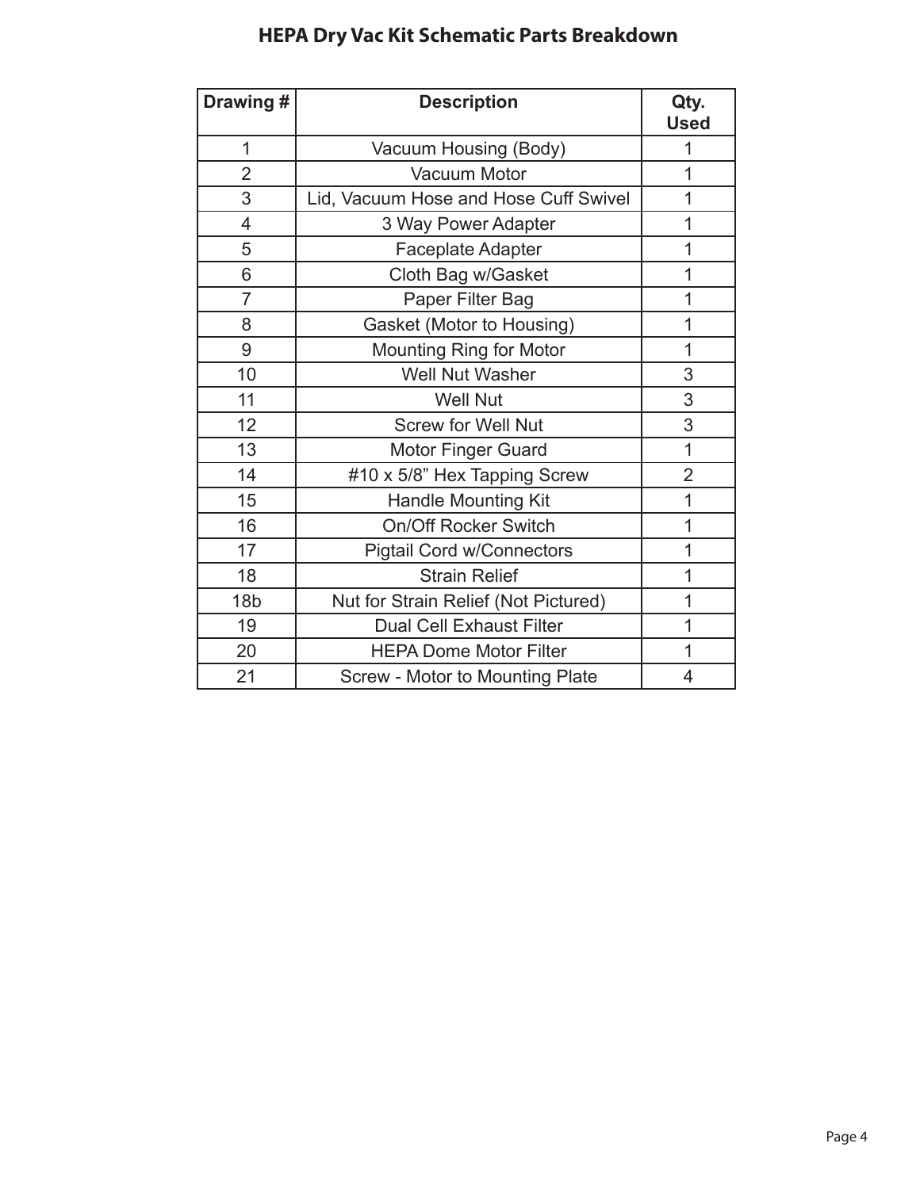# HEPA Dry Vac Kit Schematic Parts Breakdown

| Drawing # | Description | Qty. Used |
|---|---|---|
| 1 | Vacuum Housing (Body) | 1 |
| 2 | Vacuum Motor | 1 |
| 3 | Lid, Vacuum Hose and Hose Cuff Swivel | 1 |
| 4 | 3 Way Power Adapter | 1 |
| 5 | Faceplate Adapter | 1 |
| 6 | Cloth Bag w/Gasket | 1 |
| 7 | Paper Filter Bag | 1 |
| 8 | Gasket (Motor to Housing) | 1 |
| 9 | Mounting Ring for Motor | 1 |
| 10 | Well Nut Washer | 3 |
| 11 | Well Nut | 3 |
| 12 | Screw for Well Nut | 3 |
| 13 | Motor Finger Guard | 1 |
| 14 | #10 x 5/8" Hex Tapping Screw | 2 |
| 15 | Handle Mounting Kit | 1 |
| 16 | On/Off Rocker Switch | 1 |
| 17 | Pigtail Cord w/Connectors | 1 |
| 18 | Strain Relief | 1 |
| 18b | Nut for Strain Relief (Not Pictured) | 1 |
| 19 | Dual Cell Exhaust Filter | 1 |
| 20 | HEPA Dome Motor Filter | 1 |
| 21 | Screw - Motor to Mounting Plate | 4 |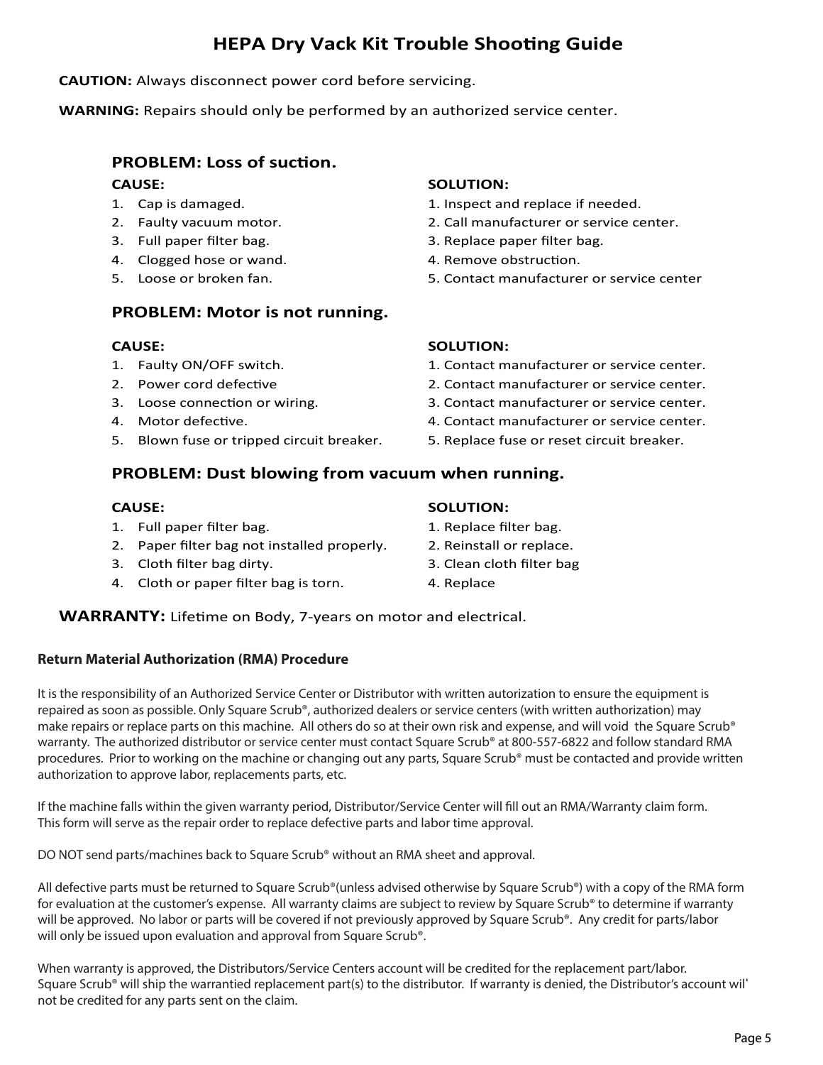# HEPA Dry Vack Kit Trouble Shooting Guide

**CAUTION:** Always disconnect power cord before servicing.

**WARNING:** Repairs should only be performed by an authorized service center.

## PROBLEM: Loss of suction.

| CAUSE: | SOLUTION: |
|---|---|
| 1. Cap is damaged. | 1. Inspect and replace if needed. |
| 2. Faulty vacuum motor. | 2. Call manufacturer or service center. |
| 3. Full paper filter bag. | 3. Replace paper filter bag. |
| 4. Clogged hose or wand. | 4. Remove obstruction. |
| 5. Loose or broken fan. | 5. Contact manufacturer or service center |

## PROBLEM: Motor is not running.

| CAUSE: | SOLUTION: |
|---|---|
| 1. Faulty ON/OFF switch. | 1. Contact manufacturer or service center. |
| 2. Power cord defective | 2. Contact manufacturer or service center. |
| 3. Loose connection or wiring. | 3. Contact manufacturer or service center. |
| 4. Motor defective. | 4. Contact manufacturer or service center. |
| 5. Blown fuse or tripped circuit breaker. | 5. Replace fuse or reset circuit breaker. |

## PROBLEM: Dust blowing from vacuum when running.

| CAUSE: | SOLUTION: |
|---|---|
| 1. Full paper filter bag. | 1. Replace filter bag. |
| 2. Paper filter bag not installed properly. | 2. Reinstall or replace. |
| 3. Cloth filter bag dirty. | 3. Clean cloth filter bag |
| 4. Cloth or paper filter bag is torn. | 4. Replace |

**WARRANTY:** Lifetime on Body, 7-years on motor and electrical.

**Return Material Authorization (RMA) Procedure**

It is the responsibility of an Authorized Service Center or Distributor with written autorization to ensure the equipment is repaired as soon as possible. Only Square Scrub®, authorized dealers or service centers (with written authorization) may make repairs or replace parts on this machine. All others do so at their own risk and expense, and will void the Square Scrub® warranty. The authorized distributor or service center must contact Square Scrub® at 800-557-6822 and follow standard RMA procedures. Prior to working on the machine or changing out any parts, Square Scrub® must be contacted and provide written authorization to approve labor, replacements parts, etc.

If the machine falls within the given warranty period, Distributor/Service Center will fill out an RMA/Warranty claim form. This form will serve as the repair order to replace defective parts and labor time approval.

DO NOT send parts/machines back to Square Scrub® without an RMA sheet and approval.

All defective parts must be returned to Square Scrub®(unless advised otherwise by Square Scrub®) with a copy of the RMA form for evaluation at the customer's expense. All warranty claims are subject to review by Square Scrub® to determine if warranty will be approved. No labor or parts will be covered if not previously approved by Square Scrub®. Any credit for parts/labor will only be issued upon evaluation and approval from Square Scrub®.

When warranty is approved, the Distributors/Service Centers account will be credited for the replacement part/labor. Square Scrub® will ship the warrantied replacement part(s) to the distributor. If warranty is denied, the Distributor's account will not be credited for any parts sent on the claim.